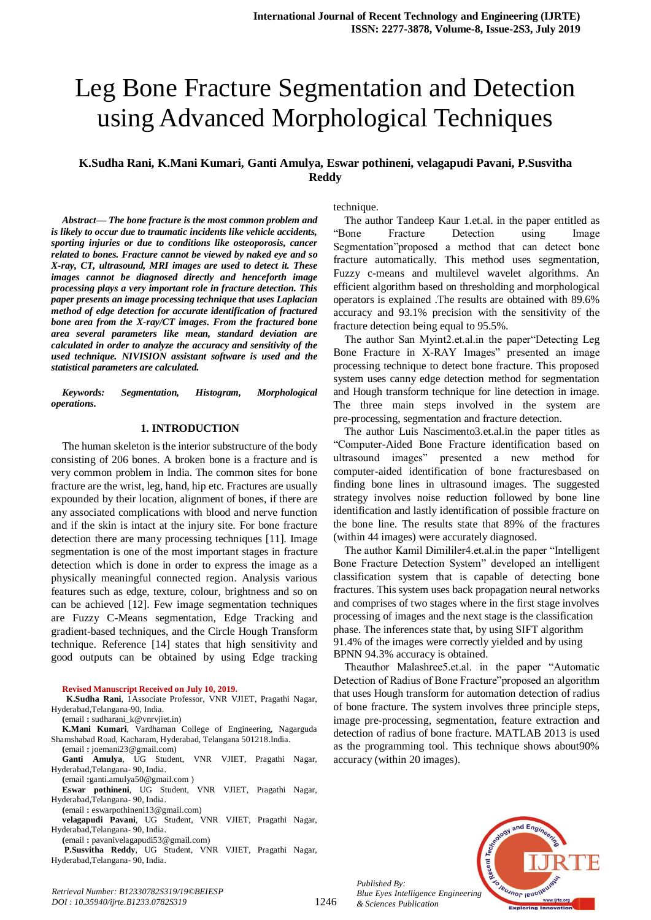# Leg Bone Fracture Segmentation and Detection using Advanced Morphological Techniques

**K.Sudha Rani, K.Mani Kumari, Ganti Amulya, Eswar pothineni, velagapudi Pavani, P.Susvitha Reddy**

***Abstract— The bone fracture is the most common problem and is likely to occur due to traumatic incidents like vehicle accidents, sporting injuries or due to conditions like osteoporosis, cancer related to bones. Fracture cannot be viewed by naked eye and so X-ray, CT, ultrasound, MRI images are used to detect it. These images cannot be diagnosed directly and henceforth image processing plays a very important role in fracture detection. This paper presents an image processing technique that uses Laplacian method of edge detection for accurate identification of fractured bone area from the X-ray/CT images. From the fractured bone area several parameters like mean, standard deviation are calculated in order to analyze the accuracy and sensitivity of the used technique. NIVISION assistant software is used and the statistical parameters are calculated.***

***Keywords: Segmentation, Histogram, Morphological operations.***

## 1. INTRODUCTION

The human skeleton is the interior substructure of the body consisting of 206 bones. A broken bone is a fracture and is very common problem in India. The common sites for bone fracture are the wrist, leg, hand, hip etc. Fractures are usually expounded by their location, alignment of bones, if there are any associated complications with blood and nerve function and if the skin is intact at the injury site. For bone fracture detection there are many processing techniques [11]. Image segmentation is one of the most important stages in fracture detection which is done in order to express the image as a physically meaningful connected region. Analysis various features such as edge, texture, colour, brightness and so on can be achieved [12]. Few image segmentation techniques are Fuzzy C-Means segmentation, Edge Tracking and gradient-based techniques, and the Circle Hough Transform technique. Reference [14] states that high sensitivity and good outputs can be obtained by using Edge tracking technique.

The author Tandeep Kaur 1.et.al. in the paper entitled as "Bone Fracture Detection using Image Segmentation"proposed a method that can detect bone fracture automatically. This method uses segmentation, Fuzzy c-means and multilevel wavelet algorithms. An efficient algorithm based on thresholding and morphological operators is explained .The results are obtained with 89.6% accuracy and 93.1% precision with the sensitivity of the fracture detection being equal to 95.5%.

The author San Myint2.et.al.in the paper"Detecting Leg Bone Fracture in X-RAY Images" presented an image processing technique to detect bone fracture. This proposed system uses canny edge detection method for segmentation and Hough transform technique for line detection in image. The three main steps involved in the system are pre-processing, segmentation and fracture detection.

The author Luis Nascimento3.et.al.in the paper titles as "Computer-Aided Bone Fracture identification based on ultrasound images" presented a new method for computer-aided identification of bone fracturesbased on finding bone lines in ultrasound images. The suggested strategy involves noise reduction followed by bone line identification and lastly identification of possible fracture on the bone line. The results state that 89% of the fractures (within 44 images) were accurately diagnosed.

The author Kamil Dimililer4.et.al.in the paper "Intelligent Bone Fracture Detection System" developed an intelligent classification system that is capable of detecting bone fractures. This system uses back propagation neural networks and comprises of two stages where in the first stage involves processing of images and the next stage is the classification phase. The inferences state that, by using SIFT algorithm 91.4% of the images were correctly yielded and by using BPNN 94.3% accuracy is obtained.

Theauthor Malashree5.et.al. in the paper "Automatic Detection of Radius of Bone Fracture"proposed an algorithm that uses Hough transform for automation detection of radius of bone fracture. The system involves three principle steps, image pre-processing, segmentation, feature extraction and detection of radius of bone fracture. MATLAB 2013 is used as the programming tool. This technique shows about90% accuracy (within 20 images).

**Revised Manuscript Received on July 10, 2019.**

**K.Sudha Rani**, 1Associate Professor, VNR VJIET, Pragathi Nagar, Hyderabad,Telangana-90, India.
(email : sudharani_k@vnrvjiet.in)

**K.Mani Kumari**, Vardhaman College of Engineering, Nagarguda Shamshabad Road, Kacharam, Hyderabad, Telangana 501218.India.
(email : joemani23@gmail.com)

**Ganti Amulya**, UG Student, VNR VJIET, Pragathi Nagar, Hyderabad,Telangana- 90, India.
(email :ganti.amulya50@gmail.com )

**Eswar pothineni**, UG Student, VNR VJIET, Pragathi Nagar, Hyderabad,Telangana- 90, India.
(email : eswarpothineni13@gmail.com)

**velagapudi Pavani**, UG Student, VNR VJIET, Pragathi Nagar, Hyderabad,Telangana- 90, India.
(email : pavanivelagapudi53@gmail.com)

**P.Susvitha Reddy**, UG Student, VNR VJIET, Pragathi Nagar, Hyderabad,Telangana- 90, India.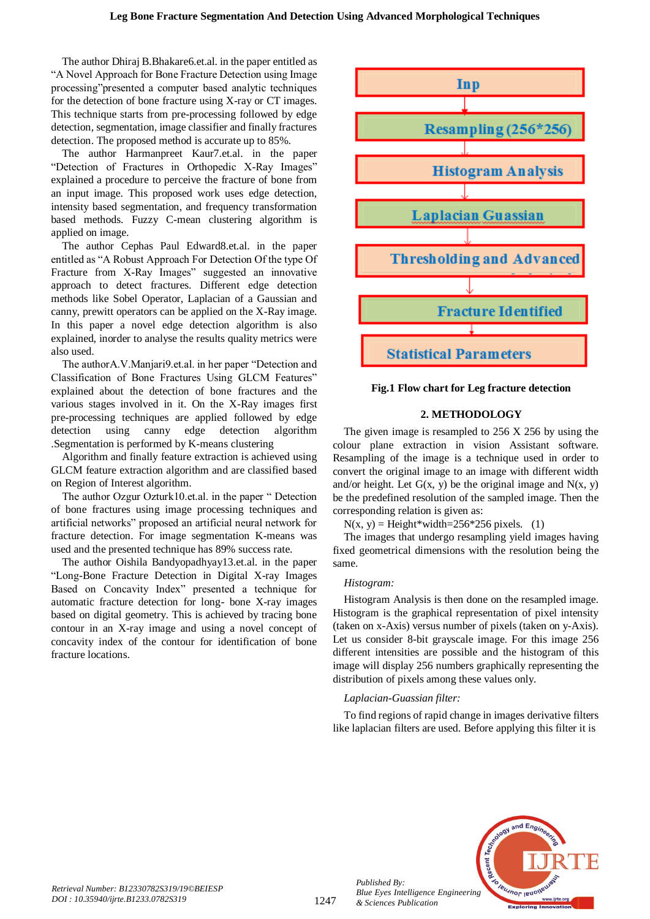The author Dhiraj B.Bhakare6.et.al. in the paper entitled as "A Novel Approach for Bone Fracture Detection using Image processing"presented a computer based analytic techniques for the detection of bone fracture using X-ray or CT images. This technique starts from pre-processing followed by edge detection, segmentation, image classifier and finally fractures detection. The proposed method is accurate up to 85%.

The author Harmanpreet Kaur7.et.al. in the paper "Detection of Fractures in Orthopedic X-Ray Images" explained a procedure to perceive the fracture of bone from an input image. This proposed work uses edge detection, intensity based segmentation, and frequency transformation based methods. Fuzzy C-mean clustering algorithm is applied on image.

The author Cephas Paul Edward8.et.al. in the paper entitled as "A Robust Approach For Detection Of the type Of Fracture from X-Ray Images" suggested an innovative approach to detect fractures. Different edge detection methods like Sobel Operator, Laplacian of a Gaussian and canny, prewitt operators can be applied on the X-Ray image. In this paper a novel edge detection algorithm is also explained, inorder to analyse the results quality metrics were also used.

The authorA.V.Manjari9.et.al. in her paper "Detection and Classification of Bone Fractures Using GLCM Features" explained about the detection of bone fractures and the various stages involved in it. On the X-Ray images first pre-processing techniques are applied followed by edge detection using canny edge detection algorithm .Segmentation is performed by K-means clustering

Algorithm and finally feature extraction is achieved using GLCM feature extraction algorithm and are classified based on Region of Interest algorithm.

The author Ozgur Ozturk10.et.al. in the paper " Detection of bone fractures using image processing techniques and artificial networks" proposed an artificial neural network for fracture detection. For image segmentation K-means was used and the presented technique has 89% success rate.

The author Oishila Bandyopadhyay13.et.al. in the paper "Long-Bone Fracture Detection in Digital X-ray Images Based on Concavity Index" presented a technique for automatic fracture detection for long- bone X-ray images based on digital geometry. This is achieved by tracing bone contour in an X-ray image and using a novel concept of concavity index of the contour for identification of bone fracture locations.

Inp → Resampling (256*256) → Histogram Analysis → Laplacian Guassian → Thresholding and Advanced → Fracture Identified → Statistical Parameters

**Fig.1 Flow chart for Leg fracture detection**

## 2. METHODOLOGY

The given image is resampled to 256 X 256 by using the colour plane extraction in vision Assistant software. Resampling of the image is a technique used in order to convert the original image to an image with different width and/or height. Let G(x, y) be the original image and N(x, y) be the predefined resolution of the sampled image. Then the corresponding relation is given as:

N(x, y) = Height*width=256*256 pixels. (1)

The images that undergo resampling yield images having fixed geometrical dimensions with the resolution being the same.

*Histogram:*

Histogram Analysis is then done on the resampled image. Histogram is the graphical representation of pixel intensity (taken on x-Axis) versus number of pixels (taken on y-Axis). Let us consider 8-bit grayscale image. For this image 256 different intensities are possible and the histogram of this image will display 256 numbers graphically representing the distribution of pixels among these values only.

*Laplacian-Guassian filter:*

To find regions of rapid change in images derivative filters like laplacian filters are used. Before applying this filter it is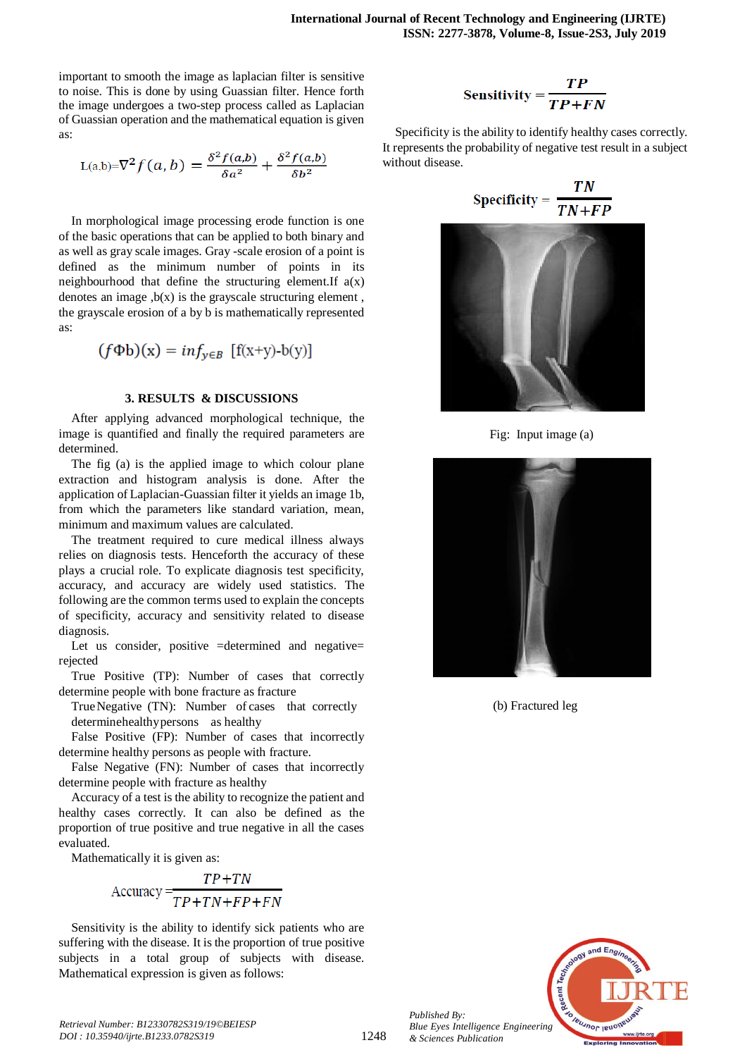important to smooth the image as laplacian filter is sensitive to noise. This is done by using Guassian filter. Hence forth the image undergoes a two-step process called as Laplacian of Guassian operation and the mathematical equation is given as:

$$L(a,b)=\nabla^2 f(a,b) = \frac{\delta^2 f(a,b)}{\delta a^2} + \frac{\delta^2 f(a,b)}{\delta b^2}$$

In morphological image processing erode function is one of the basic operations that can be applied to both binary and as well as gray scale images. Gray -scale erosion of a point is defined as the minimum number of points in its neighbourhood that define the structuring element.If a(x) denotes an image ,b(x) is the grayscale structuring element , the grayscale erosion of a by b is mathematically represented as:

$$(f\Phi b)(x) = inf_{y\in B}\ [f(x+y)-b(y)]$$

### 3. RESULTS & DISCUSSIONS

After applying advanced morphological technique, the image is quantified and finally the required parameters are determined.

The fig (a) is the applied image to which colour plane extraction and histogram analysis is done. After the application of Laplacian-Guassian filter it yields an image 1b, from which the parameters like standard variation, mean, minimum and maximum values are calculated.

The treatment required to cure medical illness always relies on diagnosis tests. Henceforth the accuracy of these plays a crucial role. To explicate diagnosis test specificity, accuracy, and accuracy are widely used statistics. The following are the common terms used to explain the concepts of specificity, accuracy and sensitivity related to disease diagnosis.

Let us consider, positive =determined and negative= rejected

True Positive (TP): Number of cases that correctly determine people with bone fracture as fracture

True Negative (TN): Number of cases that correctly determinehealthypersons as healthy

False Positive (FP): Number of cases that incorrectly determine healthy persons as people with fracture.

False Negative (FN): Number of cases that incorrectly determine people with fracture as healthy

Accuracy of a test is the ability to recognize the patient and healthy cases correctly. It can also be defined as the proportion of true positive and true negative in all the cases evaluated.

Mathematically it is given as:

$$\text{Accuracy} = \frac{TP+TN}{TP+TN+FP+FN}$$

Sensitivity is the ability to identify sick patients who are suffering with the disease. It is the proportion of true positive subjects in a total group of subjects with disease. Mathematical expression is given as follows:

$$\text{Sensitivity} = \frac{TP}{TP+FN}$$

Specificity is the ability to identify healthy cases correctly. It represents the probability of negative test result in a subject without disease.

$$\text{Specificity} = \frac{TN}{TN+FP}$$

Fig: Input image (a)

(b) Fractured leg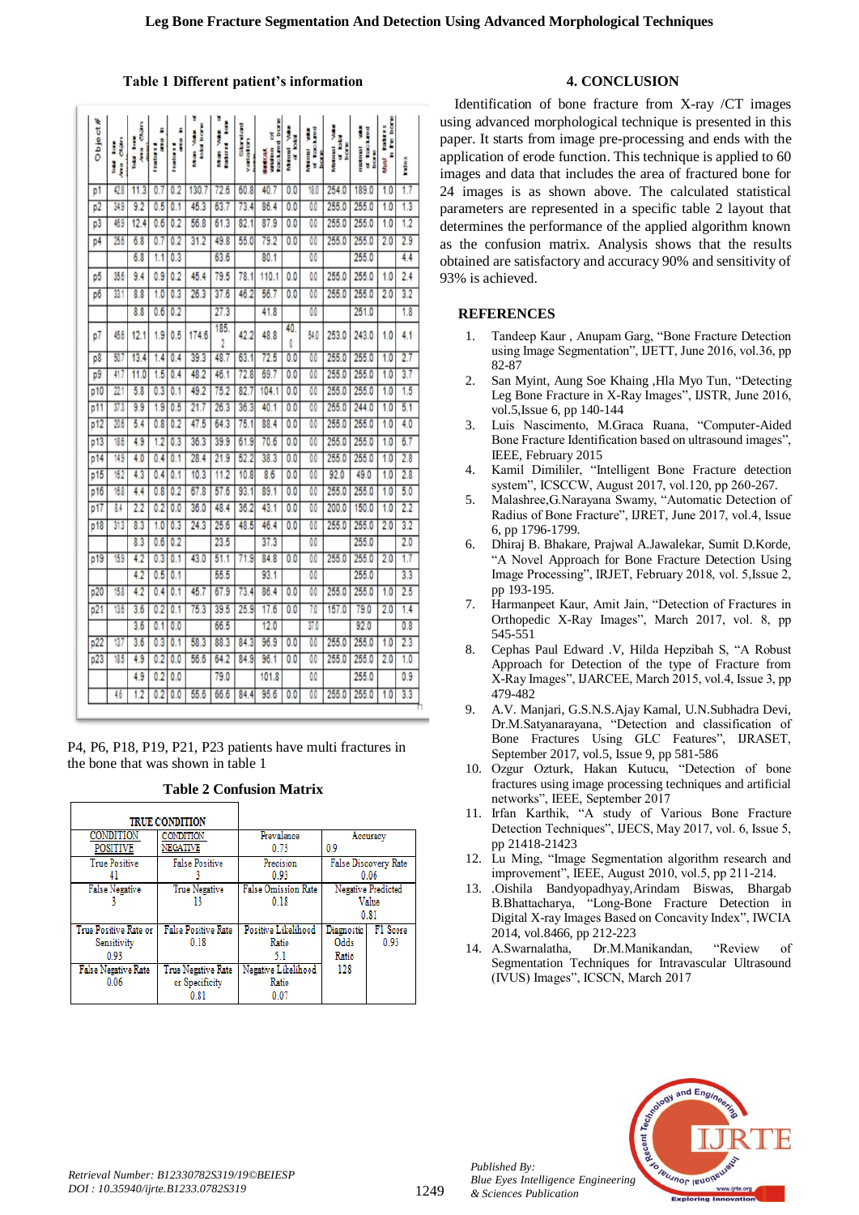**Table 1 Different patient's information**

| Object # | Total bone Area (Scale) | Total bone Area (Scale) | Fractured area in | Fractured area in | Mean Value of total bone | Mean Value of fractured bone | (Standard variation) | Standard deviation of fractured bone | Minimal value of fractured bone | Maximal Value of fractured bone | maximal value of fractured bone | Total fractures in the bone | Index |
|---|---|---|---|---|---|---|---|---|---|---|---|---|---|
| p1 | 428 | 11.3 | 0.7 | 0.2 | 130.7 | 72.6 | 60.8 | 40.7 | 0.0 | 18.0 | 254.0 | 189.0 | 1.0 | 1.7 |
| p2 | 349 | 9.2 | 0.5 | 0.1 | 45.3 | 63.7 | 73.4 | 86.4 | 0.0 | 0.0 | 255.0 | 255.0 | 1.0 | 1.3 |
| p3 | 469 | 12.4 | 0.6 | 0.2 | 56.8 | 61.3 | 82.1 | 87.9 | 0.0 | 0.0 | 255.0 | 255.0 | 1.0 | 1.2 |
| p4 | 256 | 6.8 | 0.7 | 0.2 | 31.2 | 49.8 | 55.0 | 79.2 | 0.0 | 0.0 | 255.0 | 255.0 | 2.0 | 2.9 |
| | | 6.8 | 1.1 | 0.3 | | 63.6 | | 80.1 | | 0.0 | | 255.0 | | 4.4 |
| p5 | 356 | 9.4 | 0.9 | 0.2 | 45.4 | 79.5 | 78.1 | 110.1 | 0.0 | 0.0 | 255.0 | 255.0 | 1.0 | 2.4 |
| p6 | 331 | 8.8 | 1.0 | 0.3 | 26.3 | 37.6 | 46.2 | 56.7 | 0.0 | 0.0 | 255.0 | 255.0 | 2.0 | 3.2 |
| | | 8.8 | 0.6 | 0.2 | | 27.3 | | 41.8 | | 0.0 | | 251.0 | | 1.8 |
| p7 | 456 | 12.1 | 1.9 | 0.5 | 174.6 | 185.2 | 42.2 | 48.8 | 40.0 | 54.0 | 253.0 | 243.0 | 1.0 | 4.1 |
| p8 | 507 | 13.4 | 1.4 | 0.4 | 39.3 | 48.7 | 63.1 | 72.5 | 0.0 | 0.0 | 255.0 | 255.0 | 1.0 | 2.7 |
| p9 | 417 | 11.0 | 1.5 | 0.4 | 48.2 | 46.1 | 72.8 | 69.7 | 0.0 | 0.0 | 255.0 | 255.0 | 1.0 | 3.7 |
| p10 | 221 | 5.8 | 0.3 | 0.1 | 49.2 | 75.2 | 82.7 | 104.1 | 0.0 | 0.0 | 255.0 | 255.0 | 1.0 | 1.5 |
| p11 | 373 | 9.9 | 1.9 | 0.5 | 21.7 | 26.3 | 36.3 | 40.1 | 0.0 | 0.0 | 255.0 | 244.0 | 1.0 | 5.1 |
| p12 | 206 | 5.4 | 0.8 | 0.2 | 47.5 | 64.3 | 75.1 | 88.4 | 0.0 | 0.0 | 255.0 | 255.0 | 1.0 | 4.0 |
| p13 | 186 | 4.9 | 1.2 | 0.3 | 36.3 | 39.9 | 61.9 | 70.6 | 0.0 | 0.0 | 255.0 | 255.0 | 1.0 | 6.7 |
| p14 | 149 | 4.0 | 0.4 | 0.1 | 28.4 | 21.9 | 52.2 | 38.3 | 0.0 | 0.0 | 255.0 | 255.0 | 1.0 | 2.8 |
| p15 | 162 | 4.3 | 0.4 | 0.1 | 10.3 | 11.2 | 10.8 | 8.6 | 0.0 | 0.0 | 92.0 | 49.0 | 1.0 | 2.8 |
| p16 | 168 | 4.4 | 0.8 | 0.2 | 67.8 | 57.6 | 93.1 | 89.1 | 0.0 | 0.0 | 255.0 | 255.0 | 1.0 | 5.0 |
| p17 | 84 | 2.2 | 0.2 | 0.0 | 36.0 | 48.4 | 36.2 | 43.1 | 0.0 | 0.0 | 200.0 | 150.0 | 1.0 | 2.2 |
| p18 | 313 | 8.3 | 1.0 | 0.3 | 24.3 | 25.6 | 48.5 | 46.4 | 0.0 | 0.0 | 255.0 | 255.0 | 2.0 | 3.2 |
| | | 8.3 | 0.6 | 0.2 | | 23.5 | | 37.3 | | 0.0 | | 255.0 | | 2.0 |
| p19 | 159 | 4.2 | 0.3 | 0.1 | 43.0 | 51.1 | 71.9 | 84.8 | 0.0 | 0.0 | 255.0 | 255.0 | 2.0 | 1.7 |
| | | 4.2 | 0.5 | 0.1 | | 55.5 | | 93.1 | | 0.0 | | 255.0 | | 3.3 |
| p20 | 158 | 4.2 | 0.4 | 0.1 | 45.7 | 67.9 | 73.4 | 86.4 | 0.0 | 0.0 | 255.0 | 255.0 | 1.0 | 2.5 |
| p21 | 136 | 3.6 | 0.2 | 0.1 | 75.3 | 39.5 | 25.9 | 17.6 | 0.0 | 7.0 | 157.0 | 79.0 | 2.0 | 1.4 |
| | | 3.6 | 0.1 | 0.0 | | 66.5 | | 12.0 | | 37.0 | | 92.0 | | 0.8 |
| p22 | 137 | 3.6 | 0.3 | 0.1 | 58.3 | 88.3 | 84.3 | 96.9 | 0.0 | 0.0 | 255.0 | 255.0 | 1.0 | 2.3 |
| p23 | 185 | 4.9 | 0.2 | 0.0 | 56.5 | 64.2 | 84.9 | 96.1 | 0.0 | 0.0 | 255.0 | 255.0 | 2.0 | 1.0 |
| | | 4.9 | 0.2 | 0.0 | | 79.0 | | 101.8 | | 0.0 | | 255.0 | | 0.9 |
| | 46 | 1.2 | 0.2 | 0.0 | 55.6 | 66.6 | 84.4 | 95.6 | 0.0 | 0.0 | 255.0 | 255.0 | 1.0 | 3.3 |

P4, P6, P18, P19, P21, P23 patients have multi fractures in the bone that was shown in table 1

**Table 2 Confusion Matrix**

| TRUE CONDITION | | | |
|---|---|---|---|
| CONDITION POSITIVE | CONDITION NEGATIVE | Prevalence 0.73 | Accuracy 0.9 |
| True Positive 41 | False Positive 3 | Precision 0.93 | False Discovery Rate 0.06 |
| False Negative 3 | True Negative 13 | False Omission Rate 0.18 | Negative Predicted Value 0.81 |
| True Positive Rate or Sensitivity 0.93 | False Positive Rate 0.18 | Positive Likelihood Ratio 5.1 | Diagnostic Odds Ratio 128 / F1 Score 0.93 |
| False Negative Rate 0.06 | True Negative Rate or Specificity 0.81 | Negative Likelihood Ratio 0.07 | |

## 4. CONCLUSION

Identification of bone fracture from X-ray /CT images using advanced morphological technique is presented in this paper. It starts from image pre-processing and ends with the application of erode function. This technique is applied to 60 images and data that includes the area of fractured bone for 24 images is as shown above. The calculated statistical parameters are represented in a specific table 2 layout that determines the performance of the applied algorithm known as the confusion matrix. Analysis shows that the results obtained are satisfactory and accuracy 90% and sensitivity of 93% is achieved.

## REFERENCES

1. Tandeep Kaur , Anupam Garg, "Bone Fracture Detection using Image Segmentation", IJETT, June 2016, vol.36, pp 82-87
2. San Myint, Aung Soe Khaing ,Hla Myo Tun, "Detecting Leg Bone Fracture in X-Ray Images", IJSTR, June 2016, vol.5,Issue 6, pp 140-144
3. Luis Nascimento, M.Graca Ruana, "Computer-Aided Bone Fracture Identification based on ultrasound images", IEEE, February 2015
4. Kamil Dimililer, "Intelligent Bone Fracture detection system", ICSCCW, August 2017, vol.120, pp 260-267.
5. Malashree,G.Narayana Swamy, "Automatic Detection of Radius of Bone Fracture", IJRET, June 2017, vol.4, Issue 6, pp 1796-1799.
6. Dhiraj B. Bhakare, Prajwal A.Jawalekar, Sumit D.Korde, "A Novel Approach for Bone Fracture Detection Using Image Processing", IRJET, February 2018, vol. 5,Issue 2, pp 193-195.
7. Harmanpeet Kaur, Amit Jain, "Detection of Fractures in Orthopedic X-Ray Images", March 2017, vol. 8, pp 545-551
8. Cephas Paul Edward .V, Hilda Hepzibah S, "A Robust Approach for Detection of the type of Fracture from X-Ray Images", IJARCEE, March 2015, vol.4, Issue 3, pp 479-482
9. A.V. Manjari, G.S.N.S.Ajay Kamal, U.N.Subhadra Devi, Dr.M.Satyanarayana, "Detection and classification of Bone Fractures Using GLC Features", IJRASET, September 2017, vol.5, Issue 9, pp 581-586
10. Ozgur Ozturk, Hakan Kutucu, "Detection of bone fractures using image processing techniques and artificial networks", IEEE, September 2017
11. Irfan Karthik, "A study of Various Bone Fracture Detection Techniques", IJECS, May 2017, vol. 6, Issue 5, pp 21418-21423
12. Lu Ming, "Image Segmentation algorithm research and improvement", IEEE, August 2010, vol.5, pp 211-214.
13. .Oishila Bandyopadhyay,Arindam Biswas, Bhargab B.Bhattacharya, "Long-Bone Fracture Detection in Digital X-ray Images Based on Concavity Index", IWCIA 2014, vol.8466, pp 212-223
14. A.Swarnalatha, Dr.M.Manikandan, "Review of Segmentation Techniques for Intravascular Ultrasound (IVUS) Images", ICSCN, March 2017